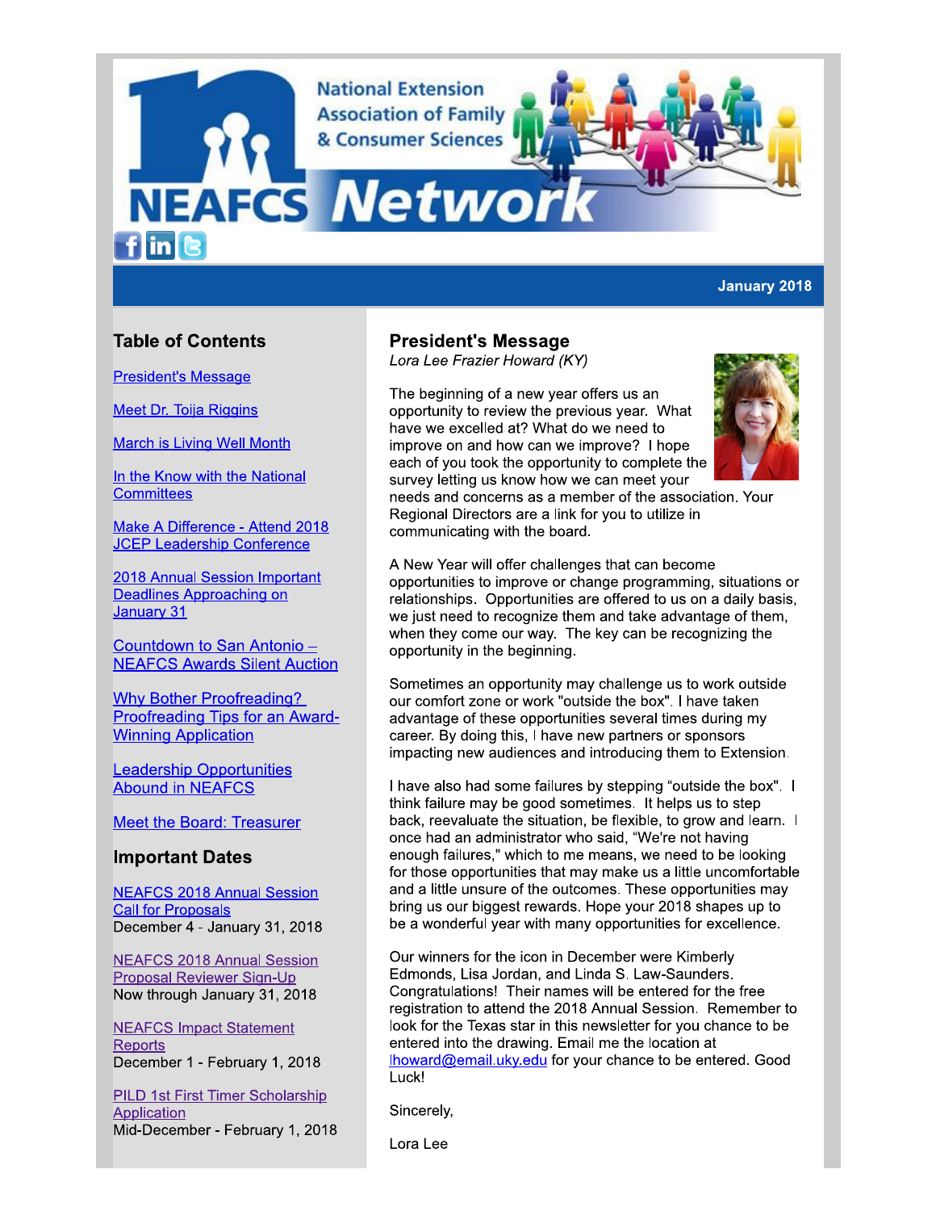# NEAFCS Network

National Extension Association of Family & Consumer Sciences

January 2018

## Table of Contents

President's Message

Meet Dr. Toija Riggins

March is Living Well Month

In the Know with the National Committees

Make A Difference - Attend 2018 JCEP Leadership Conference

2018 Annual Session Important Deadlines Approaching on January 31

Countdown to San Antonio – NEAFCS Awards Silent Auction

Why Bother Proofreading? Proofreading Tips for an Award-Winning Application

Leadership Opportunities Abound in NEAFCS

Meet the Board: Treasurer

## Important Dates

NEAFCS 2018 Annual Session Call for Proposals
December 4 - January 31, 2018

NEAFCS 2018 Annual Session Proposal Reviewer Sign-Up
Now through January 31, 2018

NEAFCS Impact Statement Reports
December 1 - February 1, 2018

PILD 1st First Timer Scholarship Application
Mid-December - February 1, 2018

## President's Message

*Lora Lee Frazier Howard (KY)*

The beginning of a new year offers us an opportunity to review the previous year. What have we excelled at? What do we need to improve on and how can we improve? I hope each of you took the opportunity to complete the survey letting us know how we can meet your needs and concerns as a member of the association. Your Regional Directors are a link for you to utilize in communicating with the board.

A New Year will offer challenges that can become opportunities to improve or change programming, situations or relationships. Opportunities are offered to us on a daily basis, we just need to recognize them and take advantage of them, when they come our way. The key can be recognizing the opportunity in the beginning.

Sometimes an opportunity may challenge us to work outside our comfort zone or work "outside the box". I have taken advantage of these opportunities several times during my career. By doing this, I have new partners or sponsors impacting new audiences and introducing them to Extension.

I have also had some failures by stepping "outside the box". I think failure may be good sometimes. It helps us to step back, reevaluate the situation, be flexible, to grow and learn. I once had an administrator who said, "We're not having enough failures," which to me means, we need to be looking for those opportunities that may make us a little uncomfortable and a little unsure of the outcomes. These opportunities may bring us our biggest rewards. Hope your 2018 shapes up to be a wonderful year with many opportunities for excellence.

Our winners for the icon in December were Kimberly Edmonds, Lisa Jordan, and Linda S. Law-Saunders. Congratulations! Their names will be entered for the free registration to attend the 2018 Annual Session. Remember to look for the Texas star in this newsletter for you chance to be entered into the drawing. Email me the location at lhoward@email.uky.edu for your chance to be entered. Good Luck!

Sincerely,

Lora Lee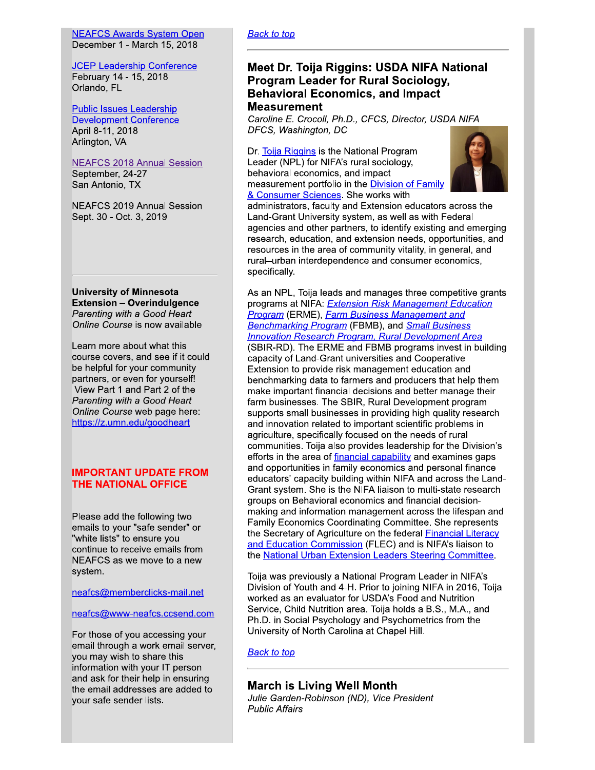NEAFCS Awards System Open
December 1 - March 15, 2018

JCEP Leadership Conference
February 14 - 15, 2018
Orlando, FL

Public Issues Leadership Development Conference
April 8-11, 2018
Arlington, VA

NEAFCS 2018 Annual Session
September, 24-27
San Antonio, TX

NEAFCS 2019 Annual Session
Sept. 30 - Oct. 3, 2019

---

**University of Minnesota Extension – Overindulgence** *Parenting with a Good Heart Online Course* is now available

Learn more about what this course covers, and see if it could be helpful for your community partners, or even for yourself! View Part 1 and Part 2 of the *Parenting with a Good Heart Online Course* web page here: https://z.umn.edu/goodheart

**IMPORTANT UPDATE FROM THE NATIONAL OFFICE**

Please add the following two emails to your "safe sender" or "white lists" to ensure you continue to receive emails from NEAFCS as we move to a new system.

neafcs@memberclicks-mail.net

neafcs@www-neafcs.ccsend.com

For those of you accessing your email through a work email server, you may wish to share this information with your IT person and ask for their help in ensuring the email addresses are added to your safe sender lists.

*Back to top*

---

## Meet Dr. Toija Riggins: USDA NIFA National Program Leader for Rural Sociology, Behavioral Economics, and Impact Measurement

*Caroline E. Crocoll, Ph.D., CFCS, Director, USDA NIFA DFCS, Washington, DC*

Dr. Toija Riggins is the National Program Leader (NPL) for NIFA's rural sociology, behavioral economics, and impact measurement portfolio in the Division of Family & Consumer Sciences. She works with administrators, faculty and Extension educators across the Land-Grant University system, as well as with Federal agencies and other partners, to identify existing and emerging research, education, and extension needs, opportunities, and resources in the area of community vitality, in general, and rural–urban interdependence and consumer economics, specifically.

As an NPL, Toija leads and manages three competitive grants programs at NIFA: *Extension Risk Management Education Program* (ERME), *Farm Business Management and Benchmarking Program* (FBMB), and *Small Business Innovation Research Program, Rural Development Area* (SBIR-RD). The ERME and FBMB programs invest in building capacity of Land-Grant universities and Cooperative Extension to provide risk management education and benchmarking data to farmers and producers that help them make important financial decisions and better manage their farm businesses. The SBIR, Rural Development program supports small businesses in providing high quality research and innovation related to important scientific problems in agriculture, specifically focused on the needs of rural communities. Toija also provides leadership for the Division's efforts in the area of financial capability and examines gaps and opportunities in family economics and personal finance educators' capacity building within NIFA and across the Land-Grant system. She is the NIFA liaison to multi-state research groups on Behavioral economics and financial decision-making and information management across the lifespan and Family Economics Coordinating Committee. She represents the Secretary of Agriculture on the federal Financial Literacy and Education Commission (FLEC) and is NIFA's liaison to the National Urban Extension Leaders Steering Committee.

Toija was previously a National Program Leader in NIFA's Division of Youth and 4-H. Prior to joining NIFA in 2016, Toija worked as an evaluator for USDA's Food and Nutrition Service, Child Nutrition area. Toija holds a B.S., M.A., and Ph.D. in Social Psychology and Psychometrics from the University of North Carolina at Chapel Hill.

*Back to top*

---

## March is Living Well Month

*Julie Garden-Robinson (ND), Vice President Public Affairs*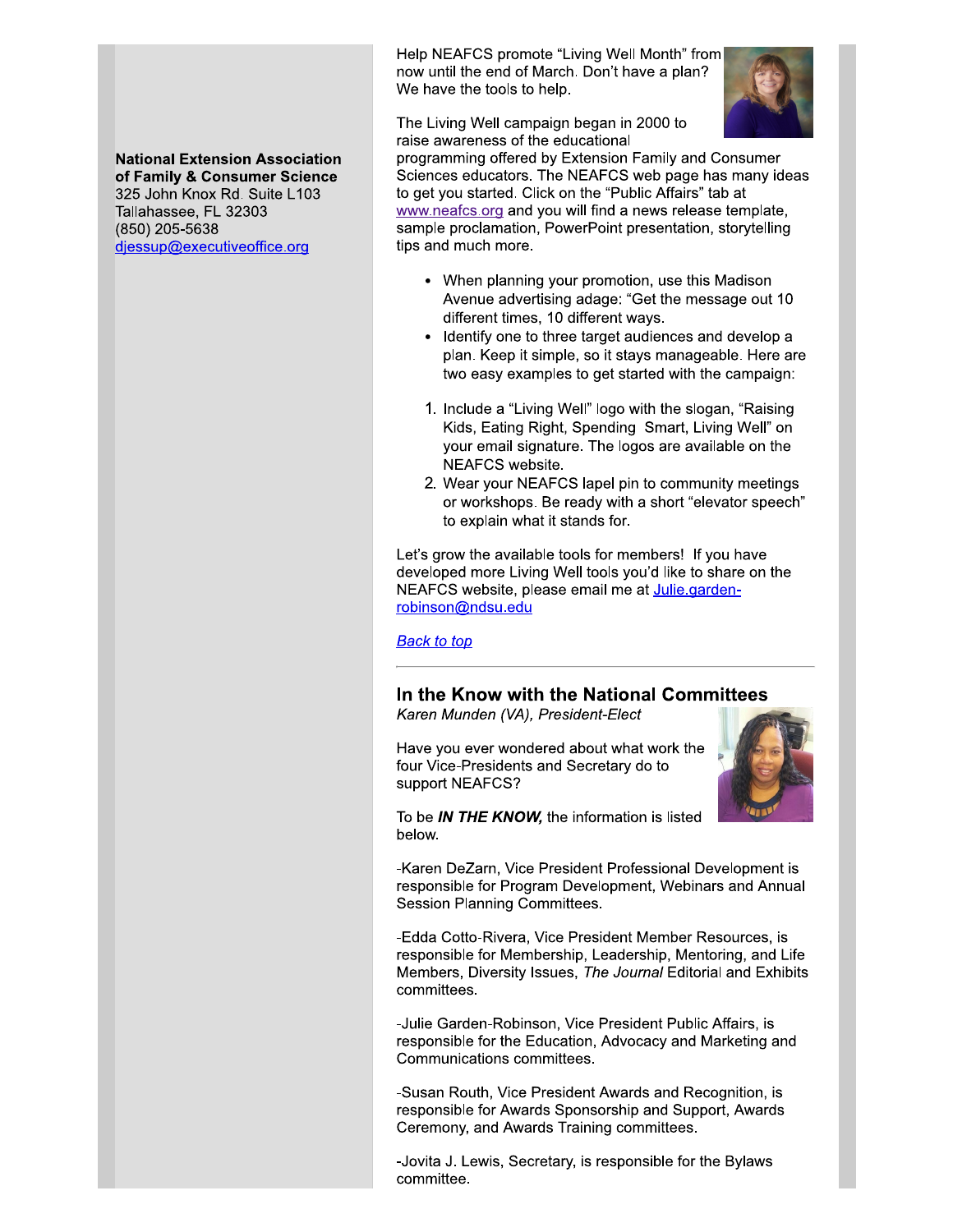**National Extension Association of Family & Consumer Science**
325 John Knox Rd. Suite L103
Tallahassee, FL 32303
(850) 205-5638
djessup@executiveoffice.org

Help NEAFCS promote "Living Well Month" from now until the end of March. Don't have a plan? We have the tools to help.

The Living Well campaign began in 2000 to raise awareness of the educational programming offered by Extension Family and Consumer Sciences educators. The NEAFCS web page has many ideas to get you started. Click on the "Public Affairs" tab at www.neafcs.org and you will find a news release template, sample proclamation, PowerPoint presentation, storytelling tips and much more.

- When planning your promotion, use this Madison Avenue advertising adage: "Get the message out 10 different times, 10 different ways.
- Identify one to three target audiences and develop a plan. Keep it simple, so it stays manageable. Here are two easy examples to get started with the campaign:

1. Include a "Living Well" logo with the slogan, "Raising Kids, Eating Right, Spending Smart, Living Well" on your email signature. The logos are available on the NEAFCS website.
2. Wear your NEAFCS lapel pin to community meetings or workshops. Be ready with a short "elevator speech" to explain what it stands for.

Let's grow the available tools for members! If you have developed more Living Well tools you'd like to share on the NEAFCS website, please email me at Julie.garden-robinson@ndsu.edu

*Back to top*

---

## In the Know with the National Committees

*Karen Munden (VA), President-Elect*

Have you ever wondered about what work the four Vice-Presidents and Secretary do to support NEAFCS?

To be ***IN THE KNOW,*** the information is listed below.

-Karen DeZarn, Vice President Professional Development is responsible for Program Development, Webinars and Annual Session Planning Committees.

-Edda Cotto-Rivera, Vice President Member Resources, is responsible for Membership, Leadership, Mentoring, and Life Members, Diversity Issues, *The Journal* Editorial and Exhibits committees.

-Julie Garden-Robinson, Vice President Public Affairs, is responsible for the Education, Advocacy and Marketing and Communications committees.

-Susan Routh, Vice President Awards and Recognition, is responsible for Awards Sponsorship and Support, Awards Ceremony, and Awards Training committees.

-Jovita J. Lewis, Secretary, is responsible for the Bylaws committee.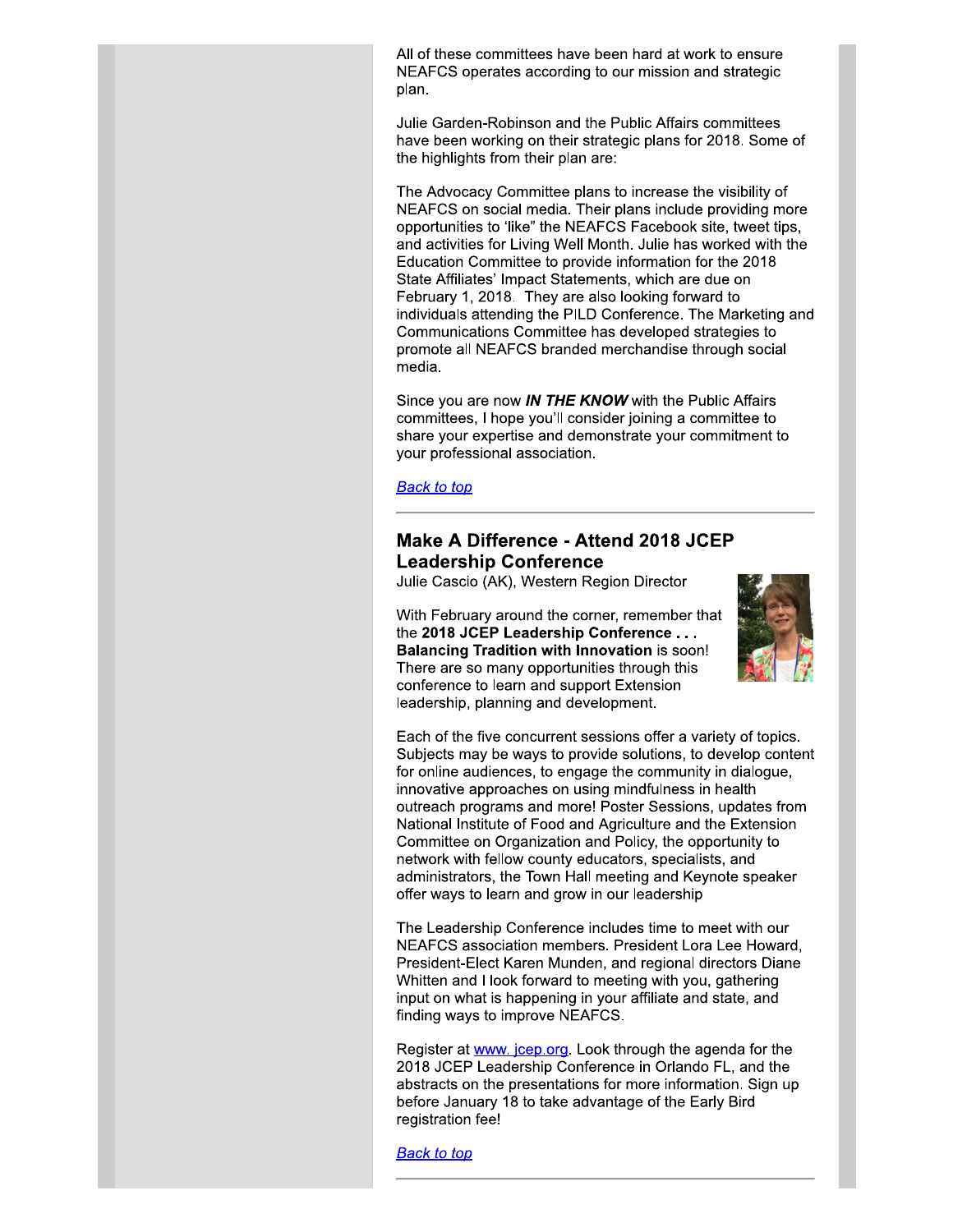All of these committees have been hard at work to ensure NEAFCS operates according to our mission and strategic plan.

Julie Garden-Robinson and the Public Affairs committees have been working on their strategic plans for 2018. Some of the highlights from their plan are:

The Advocacy Committee plans to increase the visibility of NEAFCS on social media. Their plans include providing more opportunities to 'like" the NEAFCS Facebook site, tweet tips, and activities for Living Well Month. Julie has worked with the Education Committee to provide information for the 2018 State Affiliates' Impact Statements, which are due on February 1, 2018. They are also looking forward to individuals attending the PILD Conference. The Marketing and Communications Committee has developed strategies to promote all NEAFCS branded merchandise through social media.

Since you are now ***IN THE KNOW*** with the Public Affairs committees, I hope you'll consider joining a committee to share your expertise and demonstrate your commitment to your professional association.

*Back to top*

---

## Make A Difference - Attend 2018 JCEP Leadership Conference

Julie Cascio (AK), Western Region Director

With February around the corner, remember that the **2018 JCEP Leadership Conference . . . Balancing Tradition with Innovation** is soon! There are so many opportunities through this conference to learn and support Extension leadership, planning and development.

Each of the five concurrent sessions offer a variety of topics. Subjects may be ways to provide solutions, to develop content for online audiences, to engage the community in dialogue, innovative approaches on using mindfulness in health outreach programs and more! Poster Sessions, updates from National Institute of Food and Agriculture and the Extension Committee on Organization and Policy, the opportunity to network with fellow county educators, specialists, and administrators, the Town Hall meeting and Keynote speaker offer ways to learn and grow in our leadership

The Leadership Conference includes time to meet with our NEAFCS association members. President Lora Lee Howard, President-Elect Karen Munden, and regional directors Diane Whitten and I look forward to meeting with you, gathering input on what is happening in your affiliate and state, and finding ways to improve NEAFCS.

Register at www. jcep.org. Look through the agenda for the 2018 JCEP Leadership Conference in Orlando FL, and the abstracts on the presentations for more information. Sign up before January 18 to take advantage of the Early Bird registration fee!

*Back to top*

---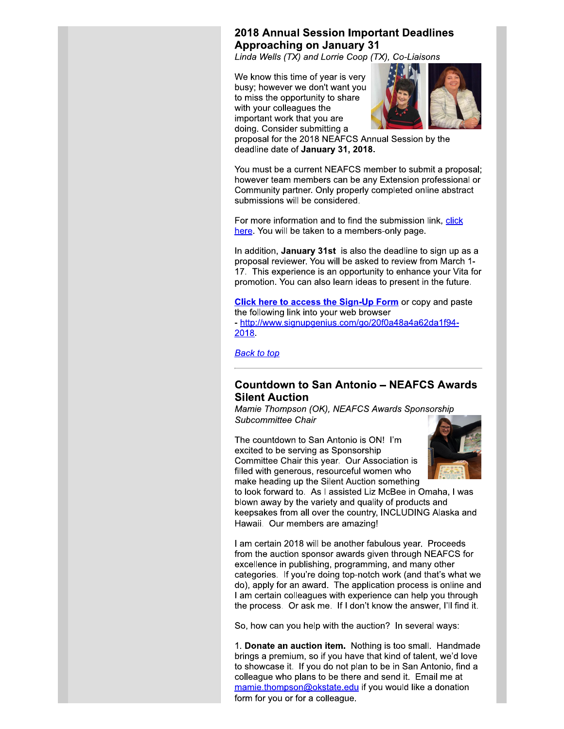## 2018 Annual Session Important Deadlines Approaching on January 31

*Linda Wells (TX) and Lorrie Coop (TX), Co-Liaisons*

We know this time of year is very busy; however we don't want you to miss the opportunity to share with your colleagues the important work that you are doing. Consider submitting a proposal for the 2018 NEAFCS Annual Session by the deadline date of **January 31, 2018.**

You must be a current NEAFCS member to submit a proposal; however team members can be any Extension professional or Community partner. Only properly completed online abstract submissions will be considered.

For more information and to find the submission link, click here. You will be taken to a members-only page.

In addition, **January 31st** is also the deadline to sign up as a proposal reviewer. You will be asked to review from March 1-17. This experience is an opportunity to enhance your Vita for promotion. You can also learn ideas to present in the future.

**Click here to access the Sign-Up Form** or copy and paste the following link into your web browser - http://www.signupgenius.com/go/20f0a48a4a62da1f94-2018.

*Back to top*

---

## Countdown to San Antonio – NEAFCS Awards Silent Auction

*Mamie Thompson (OK), NEAFCS Awards Sponsorship Subcommittee Chair*

The countdown to San Antonio is ON! I'm excited to be serving as Sponsorship Committee Chair this year. Our Association is filled with generous, resourceful women who make heading up the Silent Auction something to look forward to. As I assisted Liz McBee in Omaha, I was blown away by the variety and quality of products and keepsakes from all over the country, INCLUDING Alaska and Hawaii. Our members are amazing!

I am certain 2018 will be another fabulous year. Proceeds from the auction sponsor awards given through NEAFCS for excellence in publishing, programming, and many other categories. If you're doing top-notch work (and that's what we do), apply for an award. The application process is online and I am certain colleagues with experience can help you through the process. Or ask me. If I don't know the answer, I'll find it.

So, how can you help with the auction? In several ways:

1. **Donate an auction item.** Nothing is too small. Handmade brings a premium, so if you have that kind of talent, we'd love to showcase it. If you do not plan to be in San Antonio, find a colleague who plans to be there and send it. Email me at mamie.thompson@okstate.edu if you would like a donation form for you or for a colleague.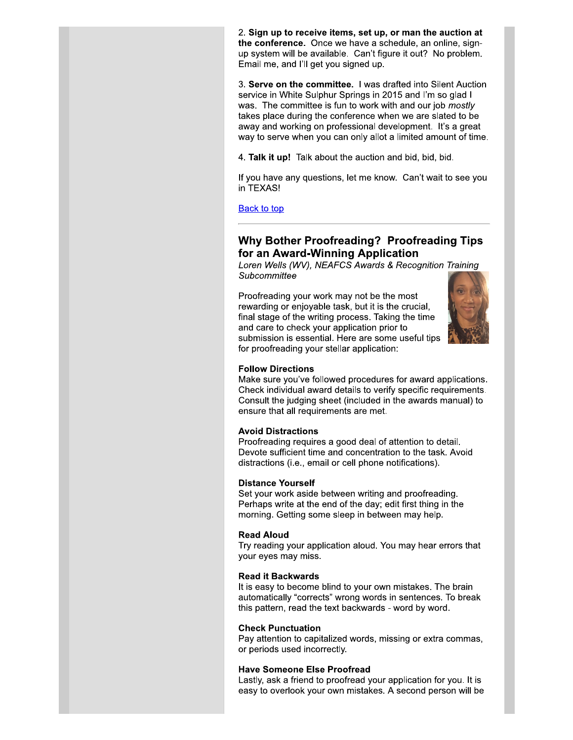2. **Sign up to receive items, set up, or man the auction at the conference.** Once we have a schedule, an online, sign-up system will be available. Can't figure it out? No problem. Email me, and I'll get you signed up.

3. **Serve on the committee.** I was drafted into Silent Auction service in White Sulphur Springs in 2015 and I'm so glad I was. The committee is fun to work with and our job *mostly* takes place during the conference when we are slated to be away and working on professional development. It's a great way to serve when you can only allot a limited amount of time.

4. **Talk it up!** Talk about the auction and bid, bid, bid.

If you have any questions, let me know. Can't wait to see you in TEXAS!

Back to top

---

## Why Bother Proofreading? Proofreading Tips for an Award-Winning Application

*Loren Wells (WV), NEAFCS Awards & Recognition Training Subcommittee*

Proofreading your work may not be the most rewarding or enjoyable task, but it is the crucial, final stage of the writing process. Taking the time and care to check your application prior to submission is essential. Here are some useful tips for proofreading your stellar application:

**Follow Directions**
Make sure you've followed procedures for award applications. Check individual award details to verify specific requirements. Consult the judging sheet (included in the awards manual) to ensure that all requirements are met.

**Avoid Distractions**
Proofreading requires a good deal of attention to detail. Devote sufficient time and concentration to the task. Avoid distractions (i.e., email or cell phone notifications).

**Distance Yourself**
Set your work aside between writing and proofreading. Perhaps write at the end of the day; edit first thing in the morning. Getting some sleep in between may help.

**Read Aloud**
Try reading your application aloud. You may hear errors that your eyes may miss.

**Read it Backwards**
It is easy to become blind to your own mistakes. The brain automatically "corrects" wrong words in sentences. To break this pattern, read the text backwards - word by word.

**Check Punctuation**
Pay attention to capitalized words, missing or extra commas, or periods used incorrectly.

**Have Someone Else Proofread**
Lastly, ask a friend to proofread your application for you. It is easy to overlook your own mistakes. A second person will be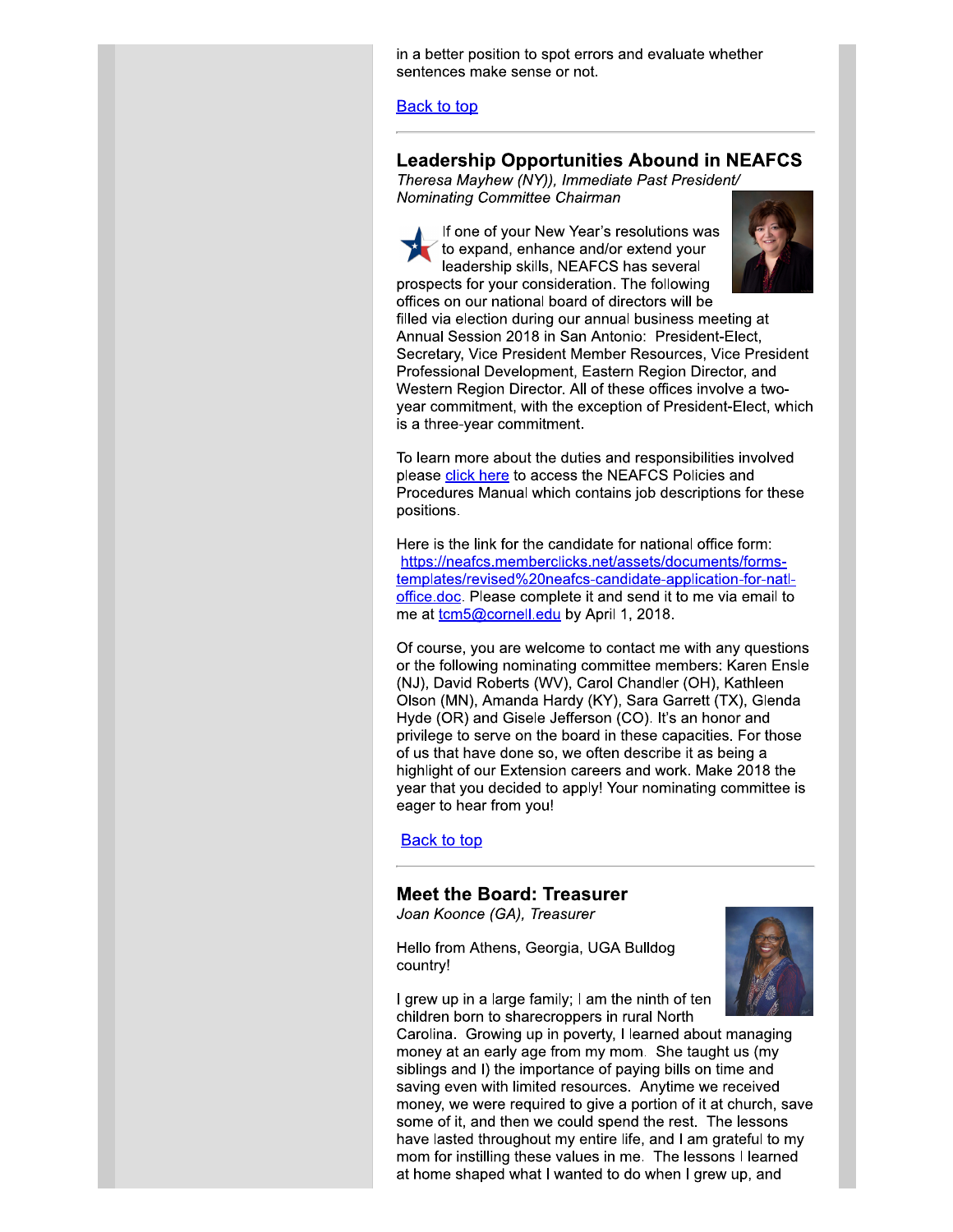in a better position to spot errors and evaluate whether sentences make sense or not.

[Back to top]

---

## Leadership Opportunities Abound in NEAFCS

*Theresa Mayhew (NY)), Immediate Past President/ Nominating Committee Chairman*

If one of your New Year's resolutions was to expand, enhance and/or extend your leadership skills, NEAFCS has several prospects for your consideration. The following offices on our national board of directors will be filled via election during our annual business meeting at Annual Session 2018 in San Antonio: President-Elect, Secretary, Vice President Member Resources, Vice President Professional Development, Eastern Region Director, and Western Region Director. All of these offices involve a two-year commitment, with the exception of President-Elect, which is a three-year commitment.

To learn more about the duties and responsibilities involved please click here to access the NEAFCS Policies and Procedures Manual which contains job descriptions for these positions.

Here is the link for the candidate for national office form: https://neafcs.memberclicks.net/assets/documents/forms-templates/revised%20neafcs-candidate-application-for-natl-office.doc. Please complete it and send it to me via email to me at tcm5@cornell.edu by April 1, 2018.

Of course, you are welcome to contact me with any questions or the following nominating committee members: Karen Ensle (NJ), David Roberts (WV), Carol Chandler (OH), Kathleen Olson (MN), Amanda Hardy (KY), Sara Garrett (TX), Glenda Hyde (OR) and Gisele Jefferson (CO). It's an honor and privilege to serve on the board in these capacities. For those of us that have done so, we often describe it as being a highlight of our Extension careers and work. Make 2018 the year that you decided to apply! Your nominating committee is eager to hear from you!

[Back to top]

---

## Meet the Board: Treasurer

*Joan Koonce (GA), Treasurer*

Hello from Athens, Georgia, UGA Bulldog country!

I grew up in a large family; I am the ninth of ten children born to sharecroppers in rural North Carolina. Growing up in poverty, I learned about managing money at an early age from my mom. She taught us (my siblings and I) the importance of paying bills on time and saving even with limited resources. Anytime we received money, we were required to give a portion of it at church, save some of it, and then we could spend the rest. The lessons have lasted throughout my entire life, and I am grateful to my mom for instilling these values in me. The lessons I learned at home shaped what I wanted to do when I grew up, and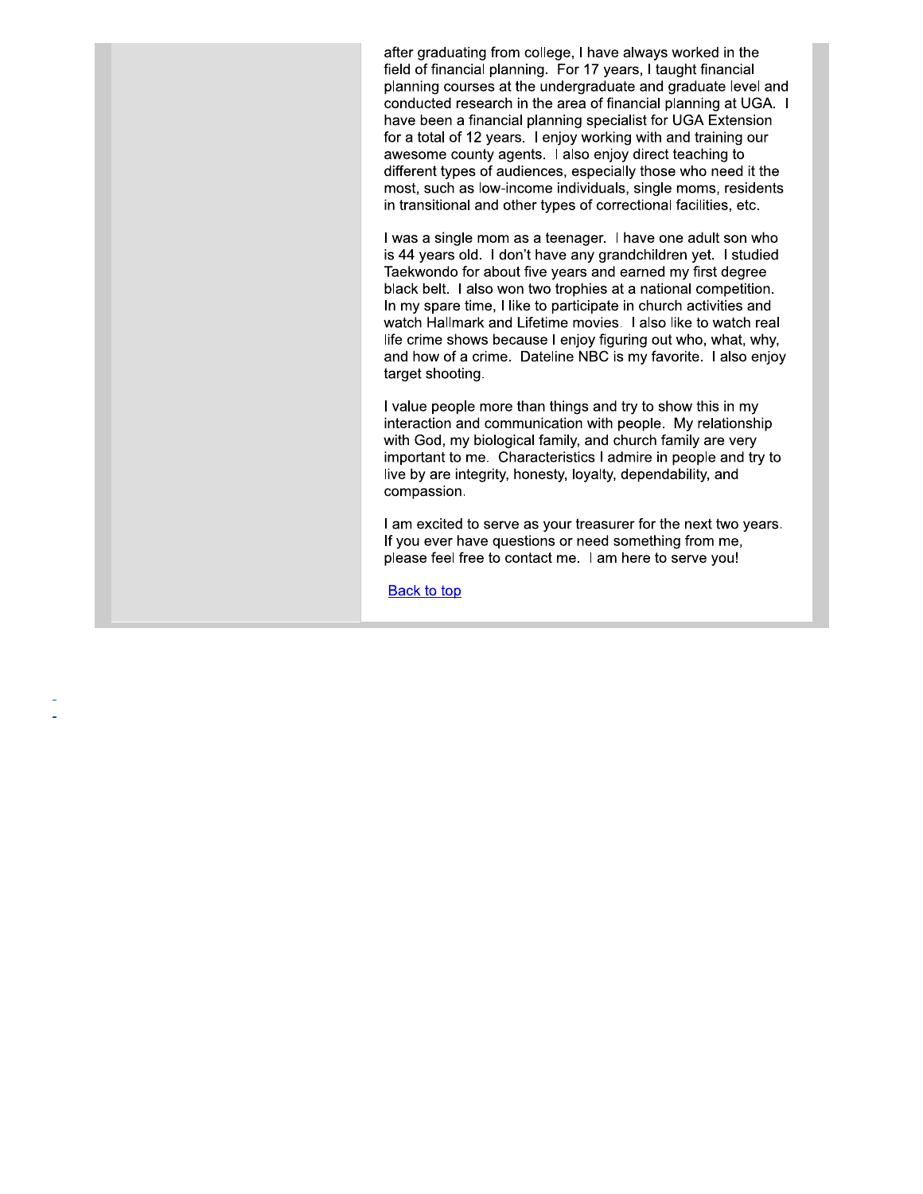after graduating from college, I have always worked in the field of financial planning. For 17 years, I taught financial planning courses at the undergraduate and graduate level and conducted research in the area of financial planning at UGA. I have been a financial planning specialist for UGA Extension for a total of 12 years. I enjoy working with and training our awesome county agents. I also enjoy direct teaching to different types of audiences, especially those who need it the most, such as low-income individuals, single moms, residents in transitional and other types of correctional facilities, etc.

I was a single mom as a teenager. I have one adult son who is 44 years old. I don't have any grandchildren yet. I studied Taekwondo for about five years and earned my first degree black belt. I also won two trophies at a national competition. In my spare time, I like to participate in church activities and watch Hallmark and Lifetime movies. I also like to watch real life crime shows because I enjoy figuring out who, what, why, and how of a crime. Dateline NBC is my favorite. I also enjoy target shooting.

I value people more than things and try to show this in my interaction and communication with people. My relationship with God, my biological family, and church family are very important to me. Characteristics I admire in people and try to live by are integrity, honesty, loyalty, dependability, and compassion.

I am excited to serve as your treasurer for the next two years. If you ever have questions or need something from me, please feel free to contact me. I am here to serve you!

Back to top